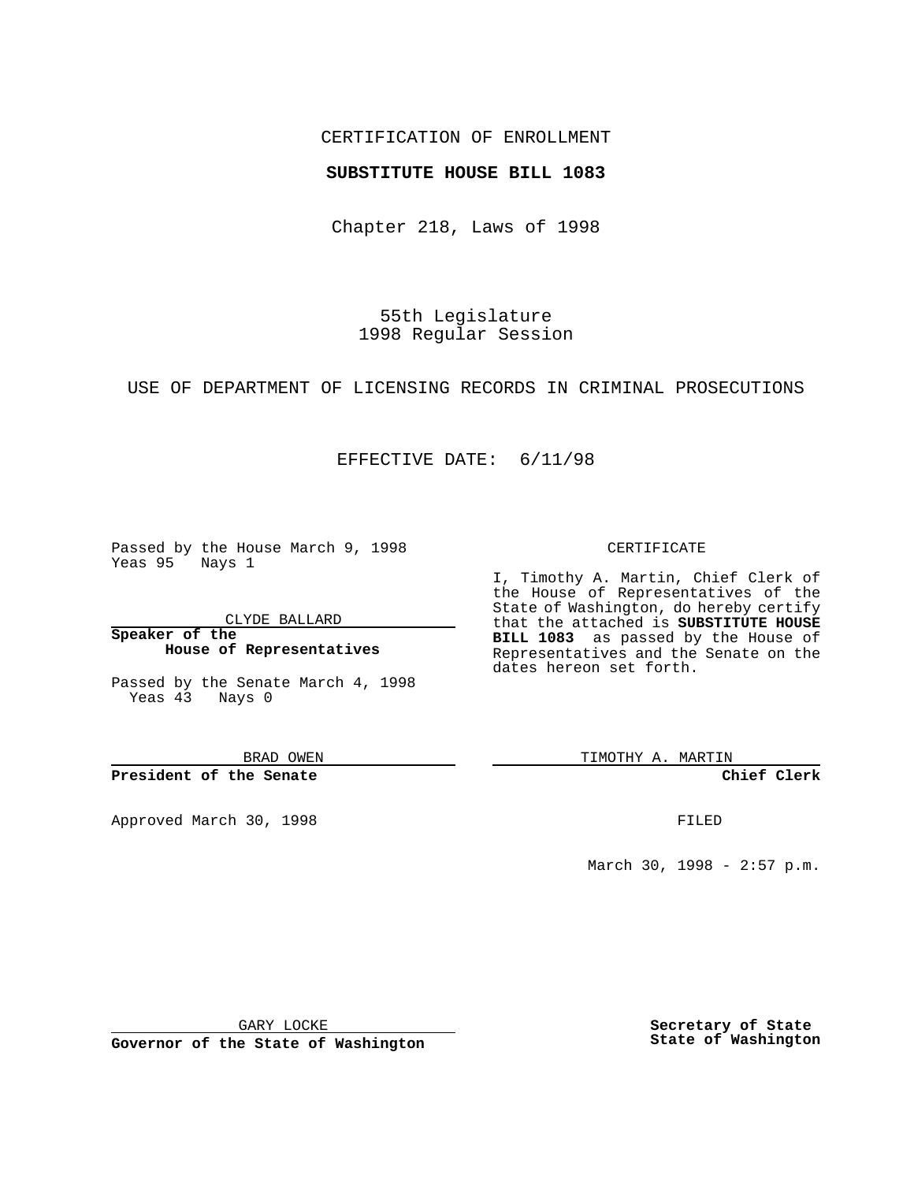CERTIFICATION OF ENROLLMENT

**SUBSTITUTE HOUSE BILL 1083**

Chapter 218, Laws of 1998

55th Legislature
1998 Regular Session

USE OF DEPARTMENT OF LICENSING RECORDS IN CRIMINAL PROSECUTIONS

EFFECTIVE DATE: 6/11/98

Passed by the House March 9, 1998
Yeas 95 Nays 1

CLYDE BALLARD

**Speaker of the House of Representatives**

Passed by the Senate March 4, 1998
Yeas 43 Nays 0

BRAD OWEN

**President of the Senate**

Approved March 30, 1998

GARY LOCKE

**Governor of the State of Washington**

CERTIFICATE

I, Timothy A. Martin, Chief Clerk of the House of Representatives of the State of Washington, do hereby certify that the attached is **SUBSTITUTE HOUSE BILL 1083** as passed by the House of Representatives and the Senate on the dates hereon set forth.

TIMOTHY A. MARTIN

**Chief Clerk**

FILED

March 30, 1998 - 2:57 p.m.

**Secretary of State**
**State of Washington**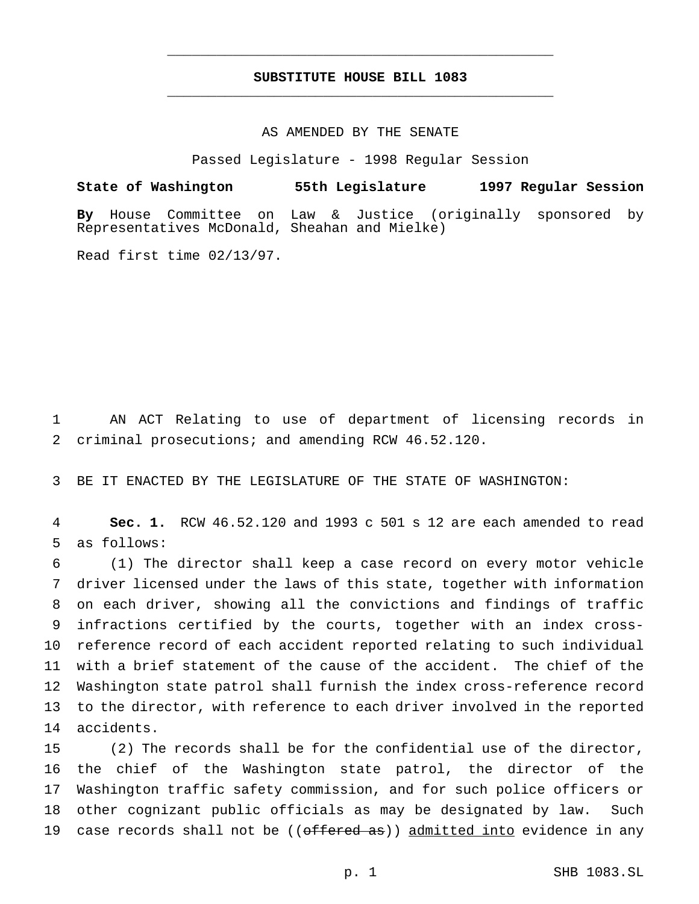# SUBSTITUTE HOUSE BILL 1083

AS AMENDED BY THE SENATE

Passed Legislature - 1998 Regular Session

**State of Washington 55th Legislature 1997 Regular Session**

**By** House Committee on Law & Justice (originally sponsored by Representatives McDonald, Sheahan and Mielke)

Read first time 02/13/97.

AN ACT Relating to use of department of licensing records in criminal prosecutions; and amending RCW 46.52.120.

BE IT ENACTED BY THE LEGISLATURE OF THE STATE OF WASHINGTON:

**Sec. 1.** RCW 46.52.120 and 1993 c 501 s 12 are each amended to read as follows:

(1) The director shall keep a case record on every motor vehicle driver licensed under the laws of this state, together with information on each driver, showing all the convictions and findings of traffic infractions certified by the courts, together with an index cross-reference record of each accident reported relating to such individual with a brief statement of the cause of the accident. The chief of the Washington state patrol shall furnish the index cross-reference record to the director, with reference to each driver involved in the reported accidents.

(2) The records shall be for the confidential use of the director, the chief of the Washington state patrol, the director of the Washington traffic safety commission, and for such police officers or other cognizant public officials as may be designated by law. Such case records shall not be ((~~offered as~~)) <u>admitted into</u> evidence in any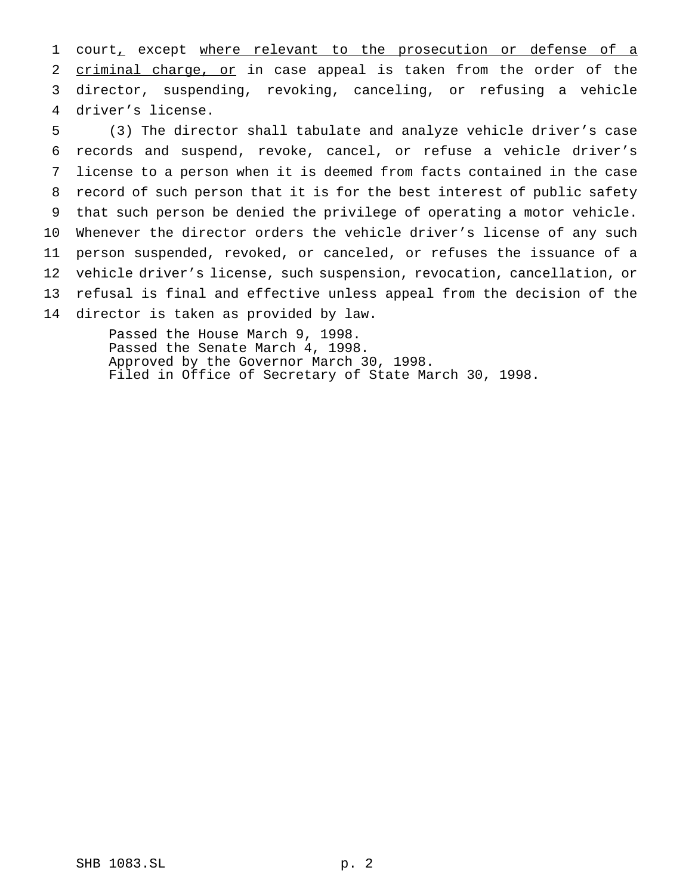court, except where relevant to the prosecution or defense of a criminal charge, or in case appeal is taken from the order of the director, suspending, revoking, canceling, or refusing a vehicle driver's license.

(3) The director shall tabulate and analyze vehicle driver's case records and suspend, revoke, cancel, or refuse a vehicle driver's license to a person when it is deemed from facts contained in the case record of such person that it is for the best interest of public safety that such person be denied the privilege of operating a motor vehicle. Whenever the director orders the vehicle driver's license of any such person suspended, revoked, or canceled, or refuses the issuance of a vehicle driver's license, such suspension, revocation, cancellation, or refusal is final and effective unless appeal from the decision of the director is taken as provided by law.

Passed the House March 9, 1998.
Passed the Senate March 4, 1998.
Approved by the Governor March 30, 1998.
Filed in Office of Secretary of State March 30, 1998.